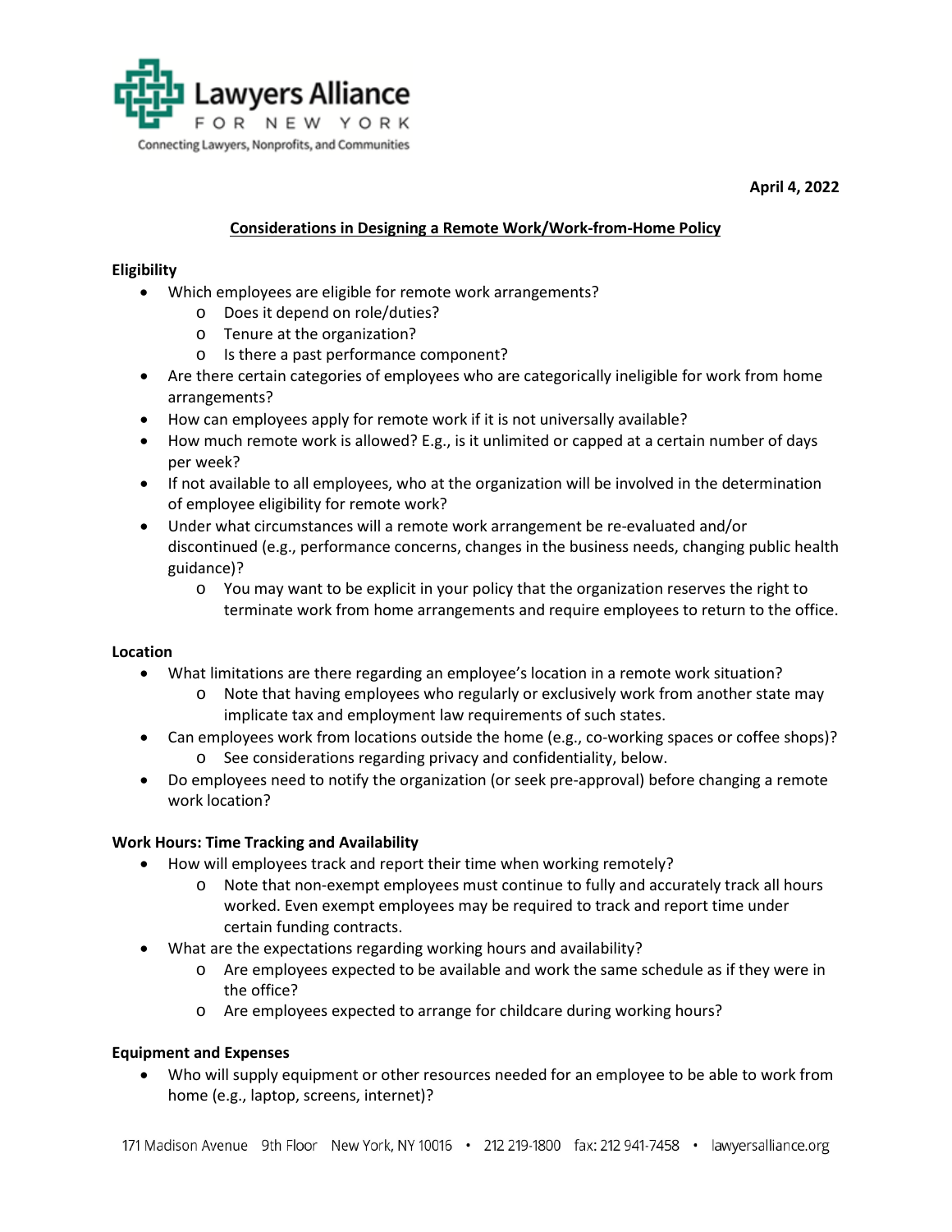Lawyers Alliance FOR NEW YORK

Connecting Lawyers, Nonprofits, and Communities

**April 4, 2022**

## Considerations in Designing a Remote Work/Work-from-Home Policy

**Eligibility**

- Which employees are eligible for remote work arrangements?
  - Does it depend on role/duties?
  - Tenure at the organization?
  - Is there a past performance component?
- Are there certain categories of employees who are categorically ineligible for work from home arrangements?
- How can employees apply for remote work if it is not universally available?
- How much remote work is allowed? E.g., is it unlimited or capped at a certain number of days per week?
- If not available to all employees, who at the organization will be involved in the determination of employee eligibility for remote work?
- Under what circumstances will a remote work arrangement be re-evaluated and/or discontinued (e.g., performance concerns, changes in the business needs, changing public health guidance)?
  - You may want to be explicit in your policy that the organization reserves the right to terminate work from home arrangements and require employees to return to the office.

**Location**

- What limitations are there regarding an employee's location in a remote work situation?
  - Note that having employees who regularly or exclusively work from another state may implicate tax and employment law requirements of such states.
- Can employees work from locations outside the home (e.g., co-working spaces or coffee shops)?
  - See considerations regarding privacy and confidentiality, below.
- Do employees need to notify the organization (or seek pre-approval) before changing a remote work location?

**Work Hours: Time Tracking and Availability**

- How will employees track and report their time when working remotely?
  - Note that non-exempt employees must continue to fully and accurately track all hours worked. Even exempt employees may be required to track and report time under certain funding contracts.
- What are the expectations regarding working hours and availability?
  - Are employees expected to be available and work the same schedule as if they were in the office?
  - Are employees expected to arrange for childcare during working hours?

**Equipment and Expenses**

- Who will supply equipment or other resources needed for an employee to be able to work from home (e.g., laptop, screens, internet)?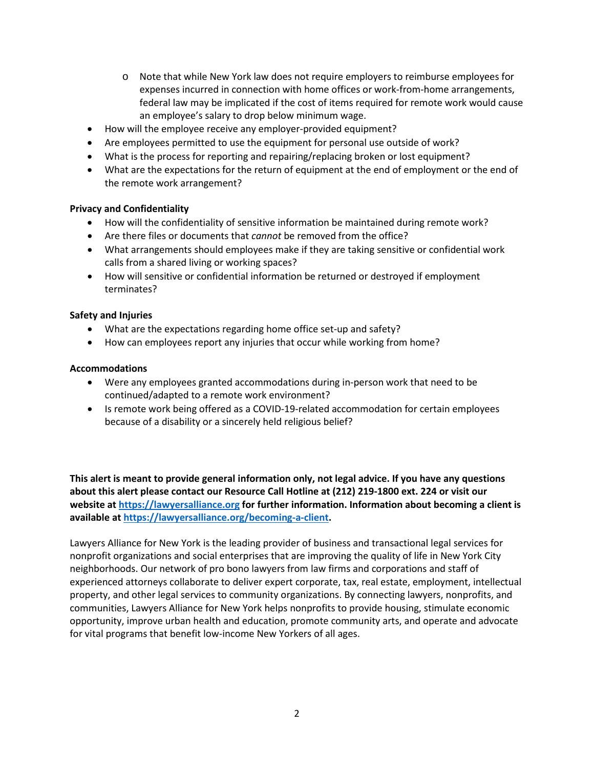- Note that while New York law does not require employers to reimburse employees for expenses incurred in connection with home offices or work-from-home arrangements, federal law may be implicated if the cost of items required for remote work would cause an employee's salary to drop below minimum wage.
- How will the employee receive any employer-provided equipment?
- Are employees permitted to use the equipment for personal use outside of work?
- What is the process for reporting and repairing/replacing broken or lost equipment?
- What are the expectations for the return of equipment at the end of employment or the end of the remote work arrangement?

**Privacy and Confidentiality**

- How will the confidentiality of sensitive information be maintained during remote work?
- Are there files or documents that *cannot* be removed from the office?
- What arrangements should employees make if they are taking sensitive or confidential work calls from a shared living or working spaces?
- How will sensitive or confidential information be returned or destroyed if employment terminates?

**Safety and Injuries**

- What are the expectations regarding home office set-up and safety?
- How can employees report any injuries that occur while working from home?

**Accommodations**

- Were any employees granted accommodations during in-person work that need to be continued/adapted to a remote work environment?
- Is remote work being offered as a COVID-19-related accommodation for certain employees because of a disability or a sincerely held religious belief?

**This alert is meant to provide general information only, not legal advice. If you have any questions about this alert please contact our Resource Call Hotline at (212) 219-1800 ext. 224 or visit our website at [https://lawyersalliance.org](https://lawyersalliance.org) for further information. Information about becoming a client is available at [https://lawyersalliance.org/becoming-a-client](https://lawyersalliance.org/becoming-a-client).**

Lawyers Alliance for New York is the leading provider of business and transactional legal services for nonprofit organizations and social enterprises that are improving the quality of life in New York City neighborhoods. Our network of pro bono lawyers from law firms and corporations and staff of experienced attorneys collaborate to deliver expert corporate, tax, real estate, employment, intellectual property, and other legal services to community organizations. By connecting lawyers, nonprofits, and communities, Lawyers Alliance for New York helps nonprofits to provide housing, stimulate economic opportunity, improve urban health and education, promote community arts, and operate and advocate for vital programs that benefit low-income New Yorkers of all ages.